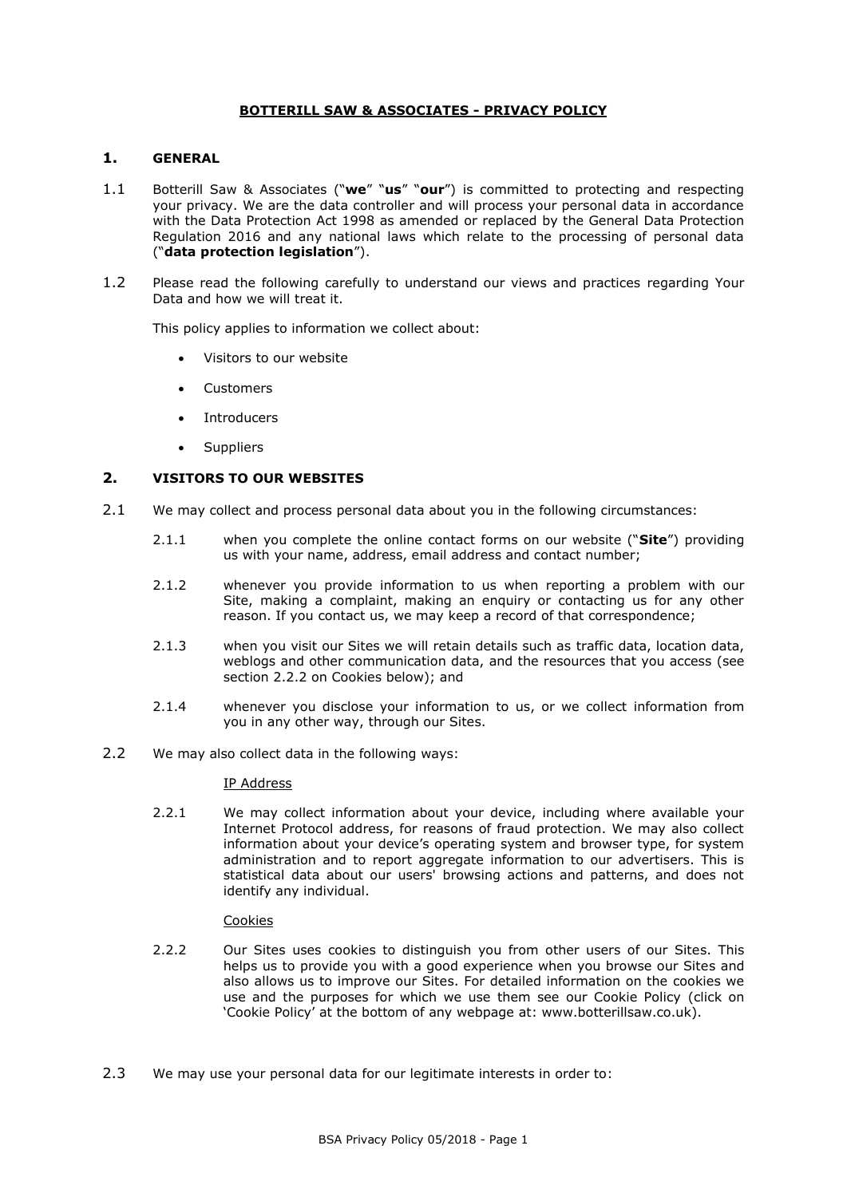# BOTTERILL SAW & ASSOCIATES - PRIVACY POLICY

## 1. GENERAL

1.1 Botterill Saw & Associates ("**we**" "**us**" "**our**") is committed to protecting and respecting your privacy. We are the data controller and will process your personal data in accordance with the Data Protection Act 1998 as amended or replaced by the General Data Protection Regulation 2016 and any national laws which relate to the processing of personal data ("**data protection legislation**").

1.2 Please read the following carefully to understand our views and practices regarding Your Data and how we will treat it.

This policy applies to information we collect about:

- Visitors to our website
- Customers
- Introducers
- Suppliers

## 2. VISITORS TO OUR WEBSITES

2.1 We may collect and process personal data about you in the following circumstances:

2.1.1 when you complete the online contact forms on our website ("**Site**") providing us with your name, address, email address and contact number;

2.1.2 whenever you provide information to us when reporting a problem with our Site, making a complaint, making an enquiry or contacting us for any other reason. If you contact us, we may keep a record of that correspondence;

2.1.3 when you visit our Sites we will retain details such as traffic data, location data, weblogs and other communication data, and the resources that you access (see section 2.2.2 on Cookies below); and

2.1.4 whenever you disclose your information to us, or we collect information from you in any other way, through our Sites.

2.2 We may also collect data in the following ways:

<u>IP Address</u>

2.2.1 We may collect information about your device, including where available your Internet Protocol address, for reasons of fraud protection. We may also collect information about your device's operating system and browser type, for system administration and to report aggregate information to our advertisers. This is statistical data about our users' browsing actions and patterns, and does not identify any individual.

<u>Cookies</u>

2.2.2 Our Sites uses cookies to distinguish you from other users of our Sites. This helps us to provide you with a good experience when you browse our Sites and also allows us to improve our Sites. For detailed information on the cookies we use and the purposes for which we use them see our Cookie Policy (click on 'Cookie Policy' at the bottom of any webpage at: www.botterillsaw.co.uk).

2.3 We may use your personal data for our legitimate interests in order to: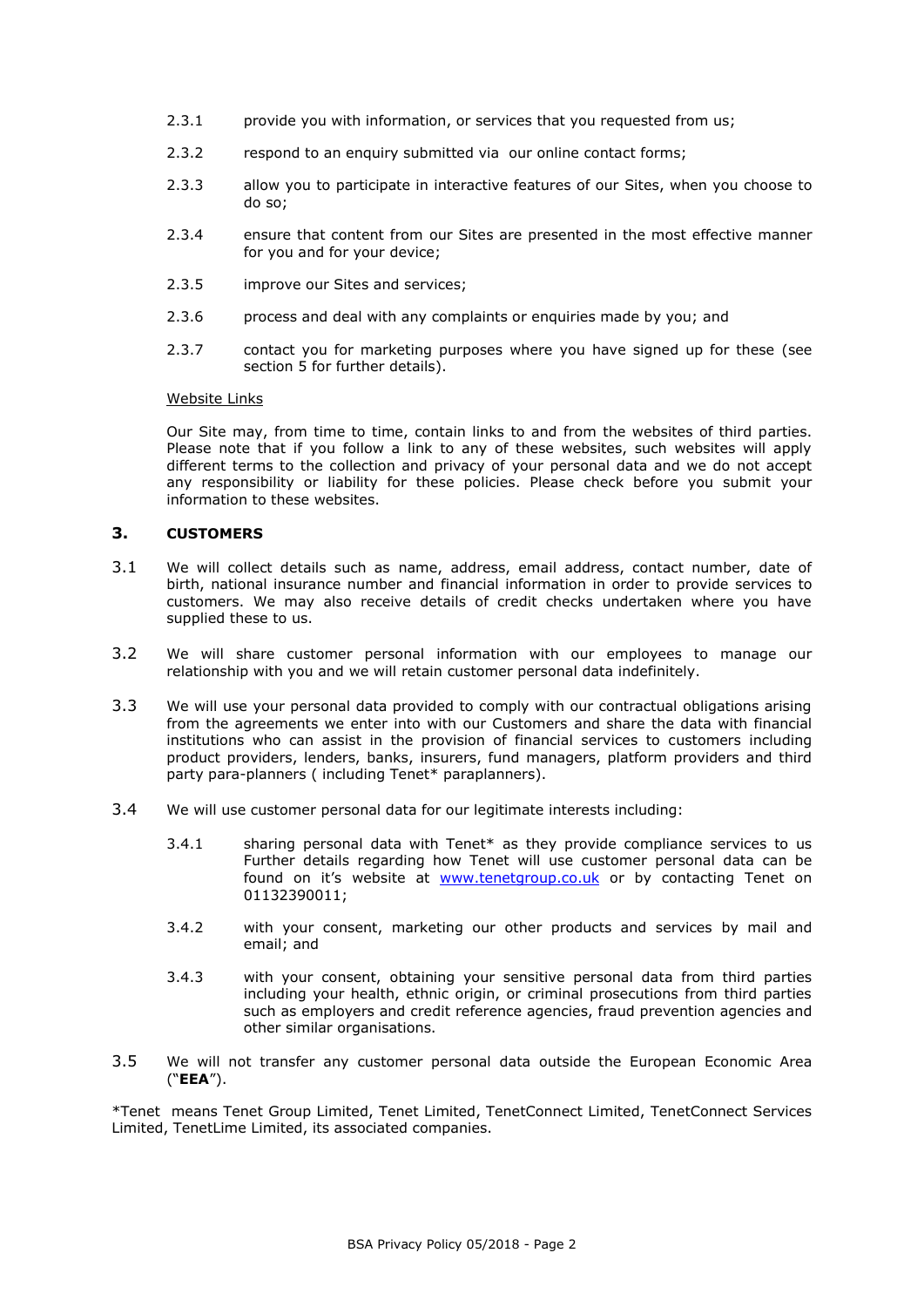2.3.1 provide you with information, or services that you requested from us;

2.3.2 respond to an enquiry submitted via our online contact forms;

2.3.3 allow you to participate in interactive features of our Sites, when you choose to do so;

2.3.4 ensure that content from our Sites are presented in the most effective manner for you and for your device;

2.3.5 improve our Sites and services;

2.3.6 process and deal with any complaints or enquiries made by you; and

2.3.7 contact you for marketing purposes where you have signed up for these (see section 5 for further details).

Website Links

Our Site may, from time to time, contain links to and from the websites of third parties. Please note that if you follow a link to any of these websites, such websites will apply different terms to the collection and privacy of your personal data and we do not accept any responsibility or liability for these policies. Please check before you submit your information to these websites.

## 3. CUSTOMERS

3.1 We will collect details such as name, address, email address, contact number, date of birth, national insurance number and financial information in order to provide services to customers. We may also receive details of credit checks undertaken where you have supplied these to us.

3.2 We will share customer personal information with our employees to manage our relationship with you and we will retain customer personal data indefinitely.

3.3 We will use your personal data provided to comply with our contractual obligations arising from the agreements we enter into with our Customers and share the data with financial institutions who can assist in the provision of financial services to customers including product providers, lenders, banks, insurers, fund managers, platform providers and third party para-planners ( including Tenet* paraplanners).

3.4 We will use customer personal data for our legitimate interests including:

3.4.1 sharing personal data with Tenet* as they provide compliance services to us Further details regarding how Tenet will use customer personal data can be found on it's website at www.tenetgroup.co.uk or by contacting Tenet on 01132390011;

3.4.2 with your consent, marketing our other products and services by mail and email; and

3.4.3 with your consent, obtaining your sensitive personal data from third parties including your health, ethnic origin, or criminal prosecutions from third parties such as employers and credit reference agencies, fraud prevention agencies and other similar organisations.

3.5 We will not transfer any customer personal data outside the European Economic Area ("**EEA**").

*Tenet means Tenet Group Limited, Tenet Limited, TenetConnect Limited, TenetConnect Services Limited, TenetLime Limited, its associated companies.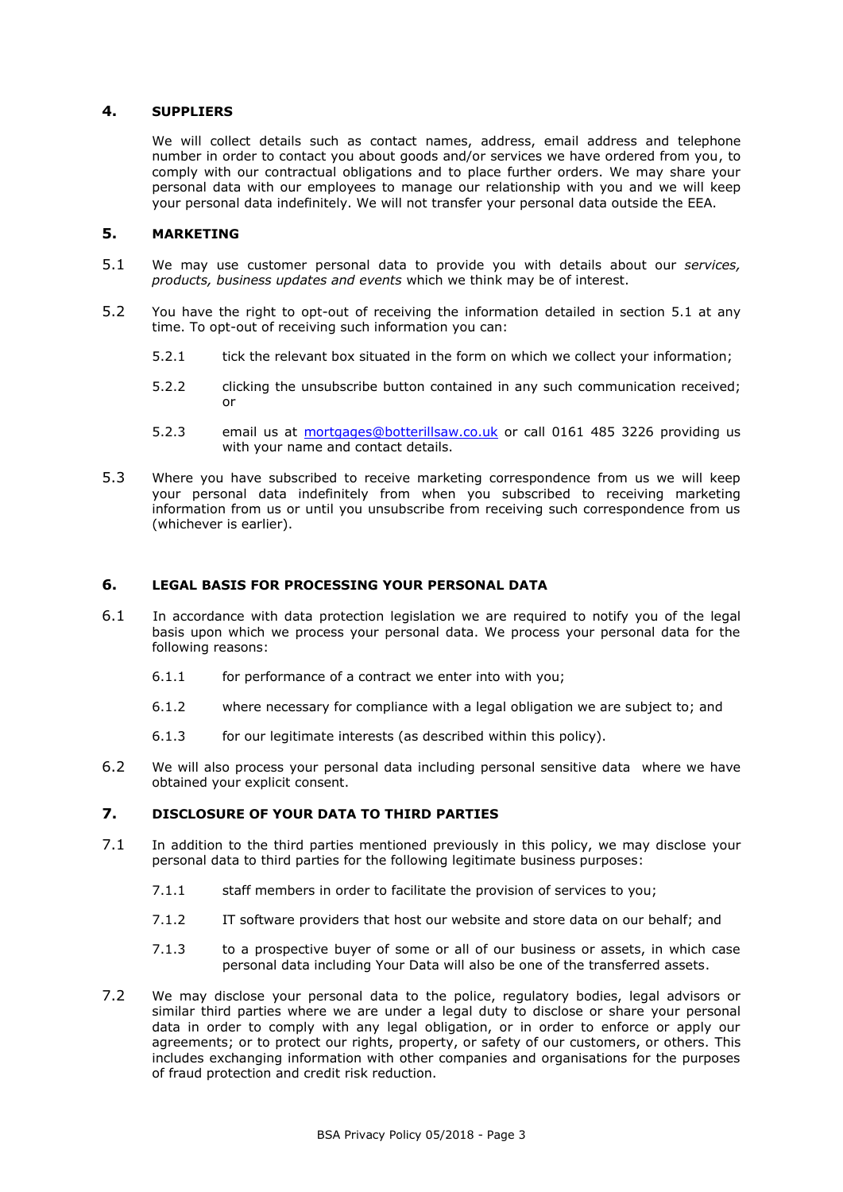## 4. SUPPLIERS

We will collect details such as contact names, address, email address and telephone number in order to contact you about goods and/or services we have ordered from you, to comply with our contractual obligations and to place further orders. We may share your personal data with our employees to manage our relationship with you and we will keep your personal data indefinitely. We will not transfer your personal data outside the EEA.

## 5. MARKETING

5.1 We may use customer personal data to provide you with details about our *services, products, business updates and events* which we think may be of interest.

5.2 You have the right to opt-out of receiving the information detailed in section 5.1 at any time. To opt-out of receiving such information you can:

5.2.1 tick the relevant box situated in the form on which we collect your information;

5.2.2 clicking the unsubscribe button contained in any such communication received; or

5.2.3 email us at [mortgages@botterillsaw.co.uk](mailto:mortgages@botterillsaw.co.uk) or call 0161 485 3226 providing us with your name and contact details.

5.3 Where you have subscribed to receive marketing correspondence from us we will keep your personal data indefinitely from when you subscribed to receiving marketing information from us or until you unsubscribe from receiving such correspondence from us (whichever is earlier).

## 6. LEGAL BASIS FOR PROCESSING YOUR PERSONAL DATA

6.1 In accordance with data protection legislation we are required to notify you of the legal basis upon which we process your personal data. We process your personal data for the following reasons:

6.1.1 for performance of a contract we enter into with you;

6.1.2 where necessary for compliance with a legal obligation we are subject to; and

6.1.3 for our legitimate interests (as described within this policy).

6.2 We will also process your personal data including personal sensitive data where we have obtained your explicit consent.

## 7. DISCLOSURE OF YOUR DATA TO THIRD PARTIES

7.1 In addition to the third parties mentioned previously in this policy, we may disclose your personal data to third parties for the following legitimate business purposes:

7.1.1 staff members in order to facilitate the provision of services to you;

7.1.2 IT software providers that host our website and store data on our behalf; and

7.1.3 to a prospective buyer of some or all of our business or assets, in which case personal data including Your Data will also be one of the transferred assets.

7.2 We may disclose your personal data to the police, regulatory bodies, legal advisors or similar third parties where we are under a legal duty to disclose or share your personal data in order to comply with any legal obligation, or in order to enforce or apply our agreements; or to protect our rights, property, or safety of our customers, or others. This includes exchanging information with other companies and organisations for the purposes of fraud protection and credit risk reduction.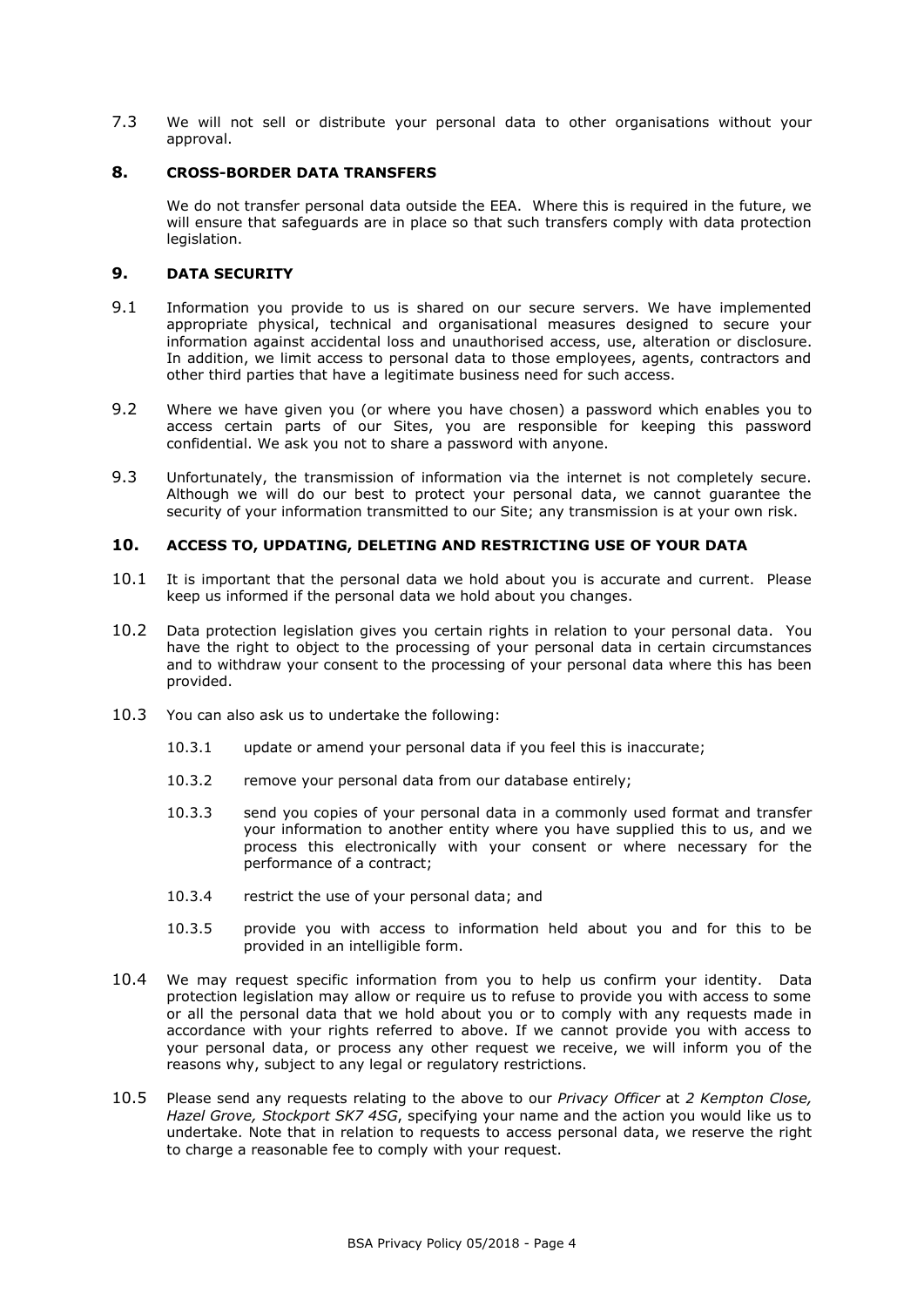7.3 We will not sell or distribute your personal data to other organisations without your approval.

## 8. CROSS-BORDER DATA TRANSFERS

We do not transfer personal data outside the EEA. Where this is required in the future, we will ensure that safeguards are in place so that such transfers comply with data protection legislation.

## 9. DATA SECURITY

9.1 Information you provide to us is shared on our secure servers. We have implemented appropriate physical, technical and organisational measures designed to secure your information against accidental loss and unauthorised access, use, alteration or disclosure. In addition, we limit access to personal data to those employees, agents, contractors and other third parties that have a legitimate business need for such access.

9.2 Where we have given you (or where you have chosen) a password which enables you to access certain parts of our Sites, you are responsible for keeping this password confidential. We ask you not to share a password with anyone.

9.3 Unfortunately, the transmission of information via the internet is not completely secure. Although we will do our best to protect your personal data, we cannot guarantee the security of your information transmitted to our Site; any transmission is at your own risk.

## 10. ACCESS TO, UPDATING, DELETING AND RESTRICTING USE OF YOUR DATA

10.1 It is important that the personal data we hold about you is accurate and current. Please keep us informed if the personal data we hold about you changes.

10.2 Data protection legislation gives you certain rights in relation to your personal data. You have the right to object to the processing of your personal data in certain circumstances and to withdraw your consent to the processing of your personal data where this has been provided.

10.3 You can also ask us to undertake the following:

- 10.3.1 update or amend your personal data if you feel this is inaccurate;
- 10.3.2 remove your personal data from our database entirely;
- 10.3.3 send you copies of your personal data in a commonly used format and transfer your information to another entity where you have supplied this to us, and we process this electronically with your consent or where necessary for the performance of a contract;
- 10.3.4 restrict the use of your personal data; and
- 10.3.5 provide you with access to information held about you and for this to be provided in an intelligible form.

10.4 We may request specific information from you to help us confirm your identity. Data protection legislation may allow or require us to refuse to provide you with access to some or all the personal data that we hold about you or to comply with any requests made in accordance with your rights referred to above. If we cannot provide you with access to your personal data, or process any other request we receive, we will inform you of the reasons why, subject to any legal or regulatory restrictions.

10.5 Please send any requests relating to the above to our *Privacy Officer* at *2 Kempton Close, Hazel Grove, Stockport SK7 4SG*, specifying your name and the action you would like us to undertake. Note that in relation to requests to access personal data, we reserve the right to charge a reasonable fee to comply with your request.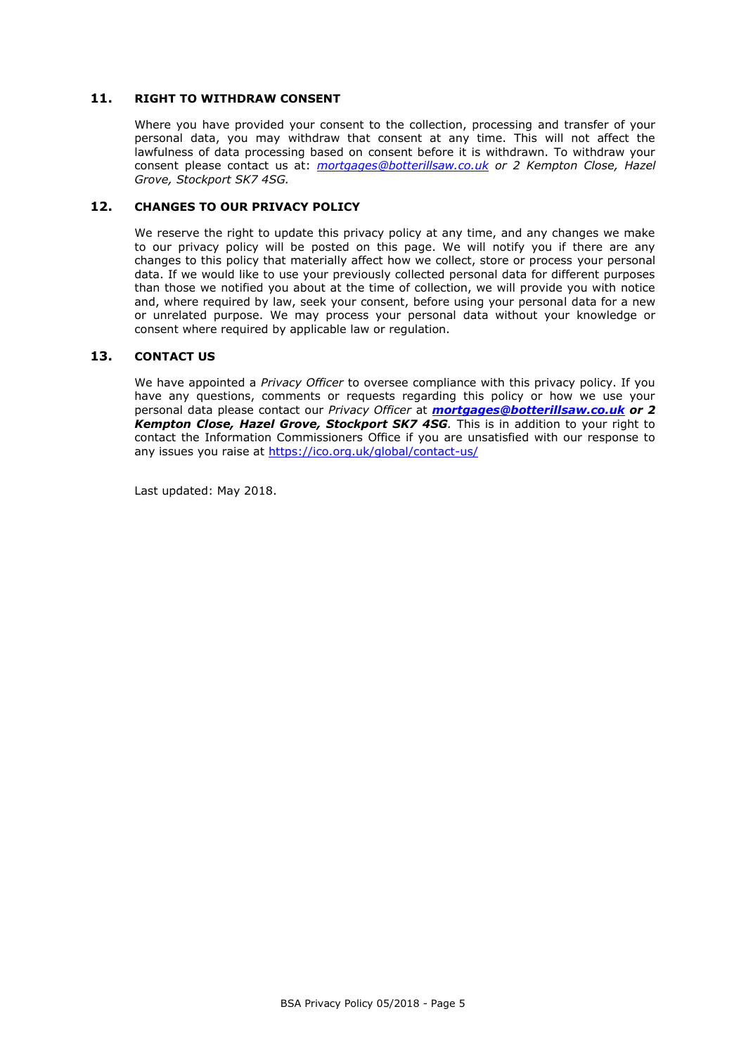## 11. RIGHT TO WITHDRAW CONSENT

Where you have provided your consent to the collection, processing and transfer of your personal data, you may withdraw that consent at any time. This will not affect the lawfulness of data processing based on consent before it is withdrawn. To withdraw your consent please contact us at: *mortgages@botterillsaw.co.uk or 2 Kempton Close, Hazel Grove, Stockport SK7 4SG.*

## 12. CHANGES TO OUR PRIVACY POLICY

We reserve the right to update this privacy policy at any time, and any changes we make to our privacy policy will be posted on this page. We will notify you if there are any changes to this policy that materially affect how we collect, store or process your personal data. If we would like to use your previously collected personal data for different purposes than those we notified you about at the time of collection, we will provide you with notice and, where required by law, seek your consent, before using your personal data for a new or unrelated purpose. We may process your personal data without your knowledge or consent where required by applicable law or regulation.

## 13. CONTACT US

We have appointed a *Privacy Officer* to oversee compliance with this privacy policy. If you have any questions, comments or requests regarding this policy or how we use your personal data please contact our *Privacy Officer* at ***mortgages@botterillsaw.co.uk or 2 Kempton Close, Hazel Grove, Stockport SK7 4SG***. This is in addition to your right to contact the Information Commissioners Office if you are unsatisfied with our response to any issues you raise at https://ico.org.uk/global/contact-us/

Last updated: May 2018.